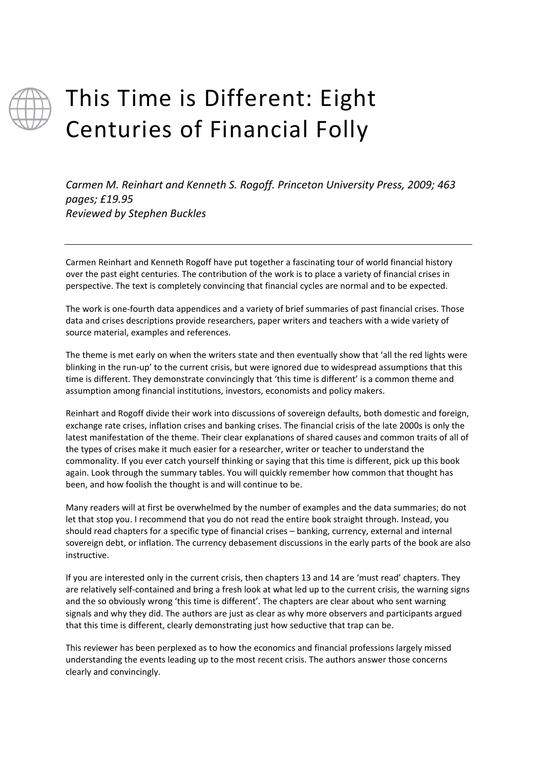# This Time is Different: Eight Centuries of Financial Folly

*Carmen M. Reinhart and Kenneth S. Rogoff. Princeton University Press, 2009; 463 pages; £19.95*
*Reviewed by Stephen Buckles*

---

Carmen Reinhart and Kenneth Rogoff have put together a fascinating tour of world financial history over the past eight centuries. The contribution of the work is to place a variety of financial crises in perspective. The text is completely convincing that financial cycles are normal and to be expected.

The work is one-fourth data appendices and a variety of brief summaries of past financial crises. Those data and crises descriptions provide researchers, paper writers and teachers with a wide variety of source material, examples and references.

The theme is met early on when the writers state and then eventually show that 'all the red lights were blinking in the run-up' to the current crisis, but were ignored due to widespread assumptions that this time is different. They demonstrate convincingly that 'this time is different' is a common theme and assumption among financial institutions, investors, economists and policy makers.

Reinhart and Rogoff divide their work into discussions of sovereign defaults, both domestic and foreign, exchange rate crises, inflation crises and banking crises. The financial crisis of the late 2000s is only the latest manifestation of the theme. Their clear explanations of shared causes and common traits of all of the types of crises make it much easier for a researcher, writer or teacher to understand the commonality. If you ever catch yourself thinking or saying that this time is different, pick up this book again. Look through the summary tables. You will quickly remember how common that thought has been, and how foolish the thought is and will continue to be.

Many readers will at first be overwhelmed by the number of examples and the data summaries; do not let that stop you. I recommend that you do not read the entire book straight through. Instead, you should read chapters for a specific type of financial crises – banking, currency, external and internal sovereign debt, or inflation. The currency debasement discussions in the early parts of the book are also instructive.

If you are interested only in the current crisis, then chapters 13 and 14 are 'must read' chapters. They are relatively self-contained and bring a fresh look at what led up to the current crisis, the warning signs and the so obviously wrong 'this time is different'. The chapters are clear about who sent warning signals and why they did. The authors are just as clear as why more observers and participants argued that this time is different, clearly demonstrating just how seductive that trap can be.

This reviewer has been perplexed as to how the economics and financial professions largely missed understanding the events leading up to the most recent crisis. The authors answer those concerns clearly and convincingly.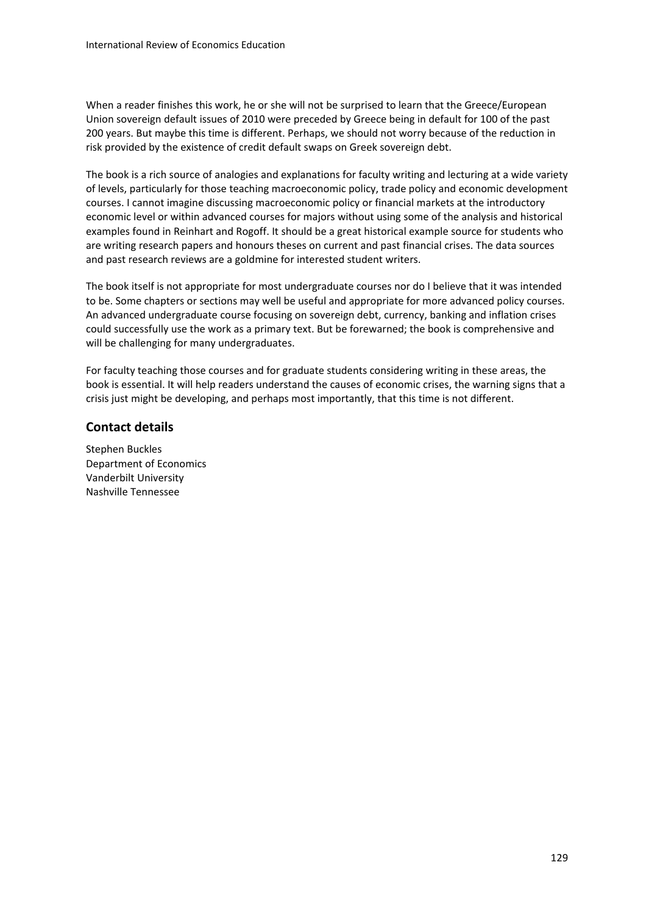When a reader finishes this work, he or she will not be surprised to learn that the Greece/European Union sovereign default issues of 2010 were preceded by Greece being in default for 100 of the past 200 years. But maybe this time is different. Perhaps, we should not worry because of the reduction in risk provided by the existence of credit default swaps on Greek sovereign debt.

The book is a rich source of analogies and explanations for faculty writing and lecturing at a wide variety of levels, particularly for those teaching macroeconomic policy, trade policy and economic development courses. I cannot imagine discussing macroeconomic policy or financial markets at the introductory economic level or within advanced courses for majors without using some of the analysis and historical examples found in Reinhart and Rogoff. It should be a great historical example source for students who are writing research papers and honours theses on current and past financial crises. The data sources and past research reviews are a goldmine for interested student writers.

The book itself is not appropriate for most undergraduate courses nor do I believe that it was intended to be. Some chapters or sections may well be useful and appropriate for more advanced policy courses. An advanced undergraduate course focusing on sovereign debt, currency, banking and inflation crises could successfully use the work as a primary text. But be forewarned; the book is comprehensive and will be challenging for many undergraduates.

For faculty teaching those courses and for graduate students considering writing in these areas, the book is essential. It will help readers understand the causes of economic crises, the warning signs that a crisis just might be developing, and perhaps most importantly, that this time is not different.

## Contact details

Stephen Buckles
Department of Economics
Vanderbilt University
Nashville Tennessee